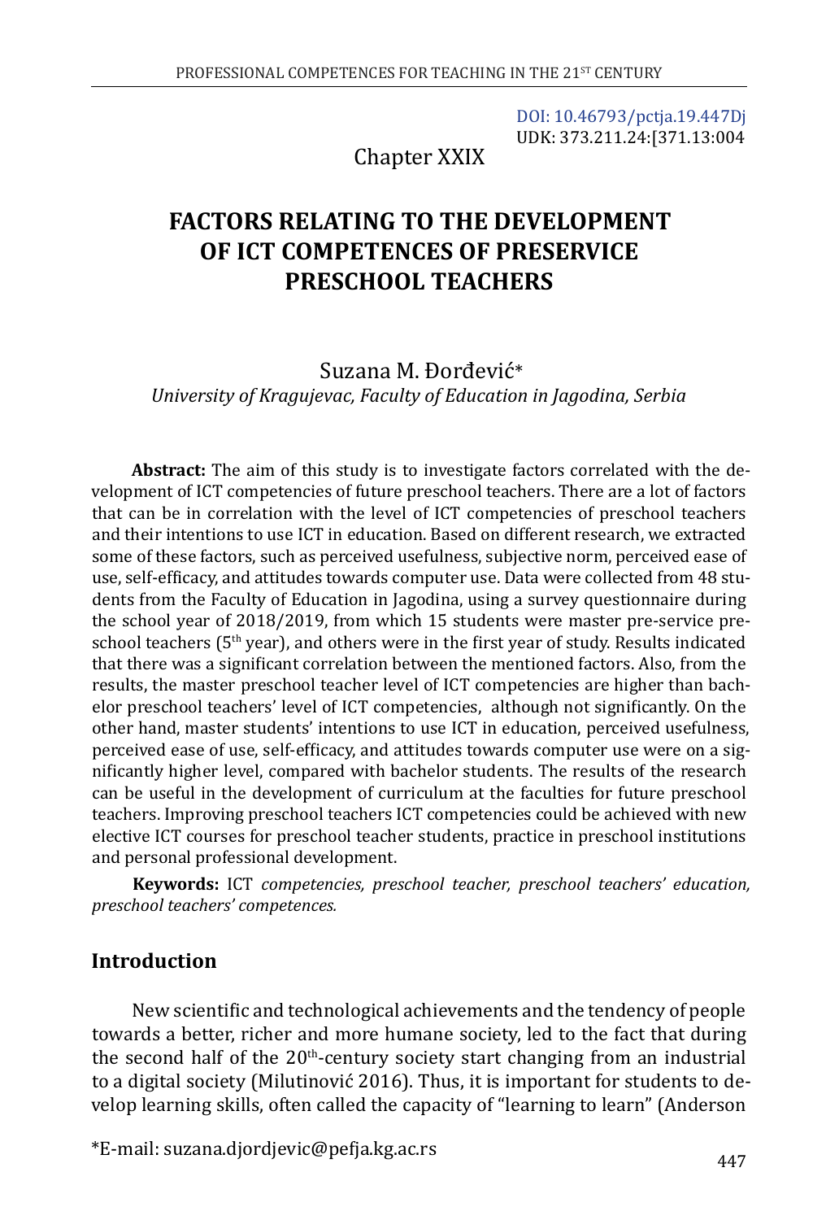DOI: 10.46793/pctja.19.447Dj
UDK: 373.211.24:[371.13:004

Chapter XXIX

# FACTORS RELATING TO THE DEVELOPMENT OF ICT COMPETENCES OF PRESERVICE PRESCHOOL TEACHERS

Suzana M. Đorđević*

*University of Kragujevac, Faculty of Education in Jagodina, Serbia*

**Abstract:** The aim of this study is to investigate factors correlated with the development of ICT competencies of future preschool teachers. There are a lot of factors that can be in correlation with the level of ICT competencies of preschool teachers and their intentions to use ICT in education. Based on different research, we extracted some of these factors, such as perceived usefulness, subjective norm, perceived ease of use, self-efficacy, and attitudes towards computer use. Data were collected from 48 students from the Faculty of Education in Jagodina, using a survey questionnaire during the school year of 2018/2019, from which 15 students were master pre-service preschool teachers (5th year), and others were in the first year of study. Results indicated that there was a significant correlation between the mentioned factors. Also, from the results, the master preschool teacher level of ICT competencies are higher than bachelor preschool teachers' level of ICT competencies, although not significantly. On the other hand, master students' intentions to use ICT in education, perceived usefulness, perceived ease of use, self-efficacy, and attitudes towards computer use were on a significantly higher level, compared with bachelor students. The results of the research can be useful in the development of curriculum at the faculties for future preschool teachers. Improving preschool teachers ICT competencies could be achieved with new elective ICT courses for preschool teacher students, practice in preschool institutions and personal professional development.

**Keywords:** ICT *competencies, preschool teacher, preschool teachers' education, preschool teachers' competences.*

## Introduction

New scientific and technological achievements and the tendency of people towards a better, richer and more humane society, led to the fact that during the second half of the 20th-century society start changing from an industrial to a digital society (Milutinović 2016). Thus, it is important for students to develop learning skills, often called the capacity of "learning to learn" (Anderson

*E-mail: suzana.djordjevic@pefja.kg.ac.rs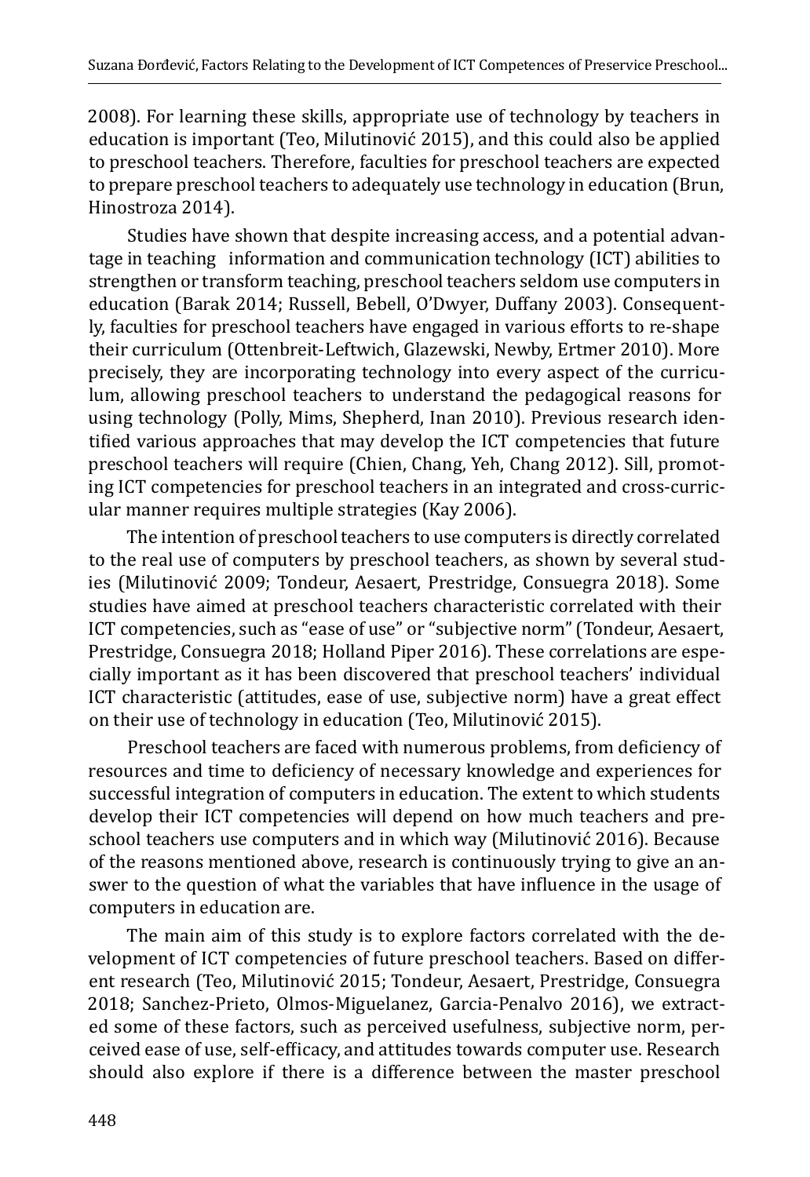2008). For learning these skills, appropriate use of technology by teachers in education is important (Teo, Milutinović 2015), and this could also be applied to preschool teachers. Therefore, faculties for preschool teachers are expected to prepare preschool teachers to adequately use technology in education (Brun, Hinostroza 2014).

Studies have shown that despite increasing access, and a potential advantage in teaching  information and communication technology (ICT) abilities to strengthen or transform teaching, preschool teachers seldom use computers in education (Barak 2014; Russell, Bebell, O'Dwyer, Duffany 2003). Consequently, faculties for preschool teachers have engaged in various efforts to re-shape their curriculum (Ottenbreit-Leftwich, Glazewski, Newby, Ertmer 2010). More precisely, they are incorporating technology into every aspect of the curriculum, allowing preschool teachers to understand the pedagogical reasons for using technology (Polly, Mims, Shepherd, Inan 2010). Previous research identified various approaches that may develop the ICT competencies that future preschool teachers will require (Chien, Chang, Yeh, Chang 2012). Sill, promoting ICT competencies for preschool teachers in an integrated and cross-curricular manner requires multiple strategies (Kay 2006).

The intention of preschool teachers to use computers is directly correlated to the real use of computers by preschool teachers, as shown by several studies (Milutinović 2009; Tondeur, Aesaert, Prestridge, Consuegra 2018). Some studies have aimed at preschool teachers characteristic correlated with their ICT competencies, such as "ease of use" or "subjective norm" (Tondeur, Aesaert, Prestridge, Consuegra 2018; Holland Piper 2016). These correlations are especially important as it has been discovered that preschool teachers' individual ICT characteristic (attitudes, ease of use, subjective norm) have a great effect on their use of technology in education (Teo, Milutinović 2015).

Preschool teachers are faced with numerous problems, from deficiency of resources and time to deficiency of necessary knowledge and experiences for successful integration of computers in education. The extent to which students develop their ICT competencies will depend on how much teachers and preschool teachers use computers and in which way (Milutinović 2016). Because of the reasons mentioned above, research is continuously trying to give an answer to the question of what the variables that have influence in the usage of computers in education are.

The main aim of this study is to explore factors correlated with the development of ICT competencies of future preschool teachers. Based on different research (Teo, Milutinović 2015; Tondeur, Aesaert, Prestridge, Consuegra 2018; Sanchez-Prieto, Olmos-Miguelanez, Garcia-Penalvo 2016), we extracted some of these factors, such as perceived usefulness, subjective norm, perceived ease of use, self-efficacy, and attitudes towards computer use. Research should also explore if there is a difference between the master preschool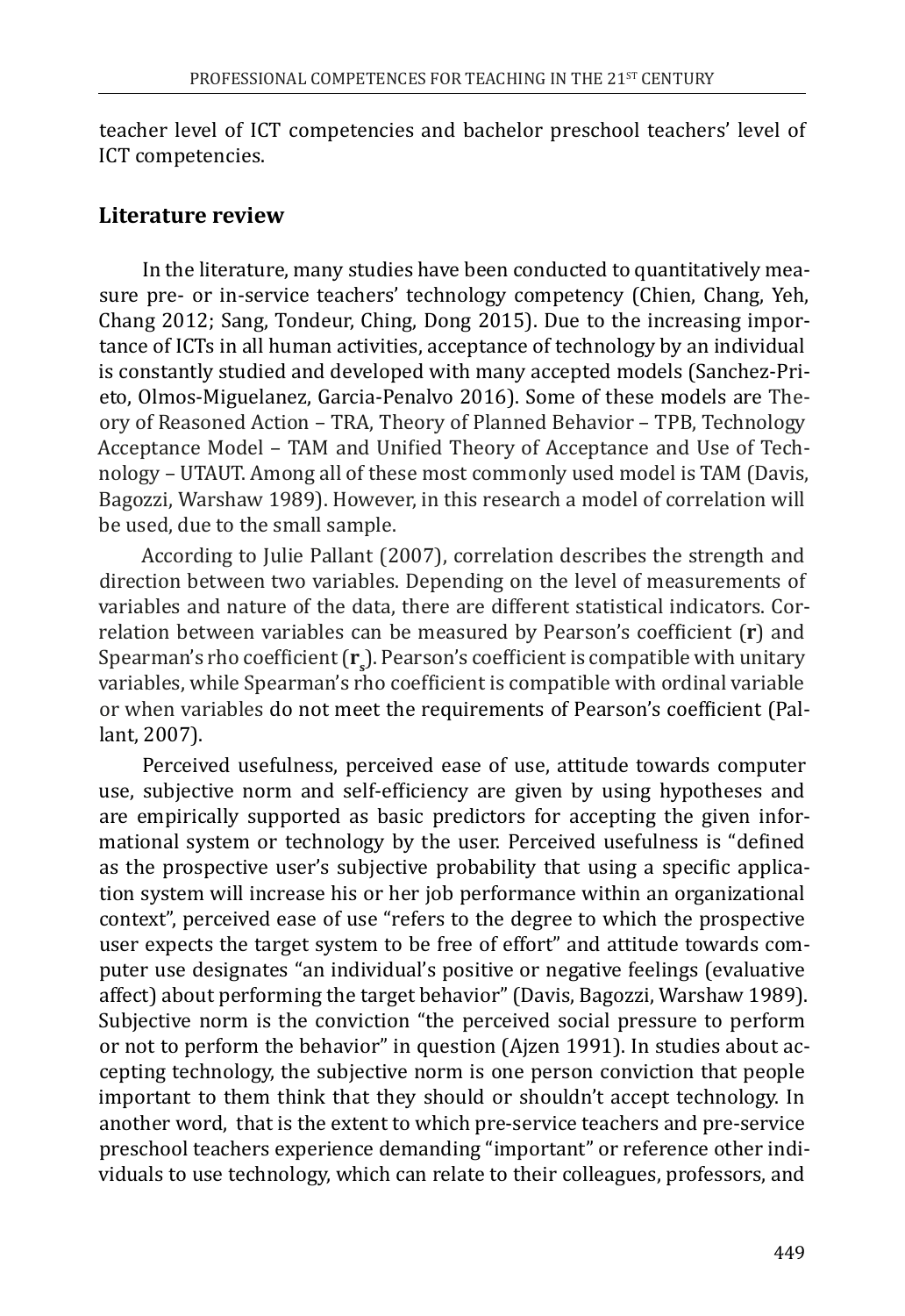teacher level of ICT competencies and bachelor preschool teachers' level of ICT competencies.

## Literature review

In the literature, many studies have been conducted to quantitatively measure pre- or in-service teachers' technology competency (Chien, Chang, Yeh, Chang 2012; Sang, Tondeur, Ching, Dong 2015). Due to the increasing importance of ICTs in all human activities, acceptance of technology by an individual is constantly studied and developed with many accepted models (Sanchez-Prieto, Olmos-Miguelanez, Garcia-Penalvo 2016). Some of these models are Theory of Reasoned Action – TRA, Theory of Planned Behavior – TPB, Technology Acceptance Model – TAM and Unified Theory of Acceptance and Use of Technology – UTAUT. Among all of these most commonly used model is TAM (Davis, Bagozzi, Warshaw 1989). However, in this research a model of correlation will be used, due to the small sample.

According to Julie Pallant (2007), correlation describes the strength and direction between two variables. Depending on the level of measurements of variables and nature of the data, there are different statistical indicators. Correlation between variables can be measured by Pearson's coefficient (**r**) and Spearman's rho coefficient ($\mathbf{r_s}$). Pearson's coefficient is compatible with unitary variables, while Spearman's rho coefficient is compatible with ordinal variable or when variables do not meet the requirements of Pearson's coefficient (Pallant, 2007).

Perceived usefulness, perceived ease of use, attitude towards computer use, subjective norm and self-efficiency are given by using hypotheses and are empirically supported as basic predictors for accepting the given informational system or technology by the user. Perceived usefulness is "defined as the prospective user's subjective probability that using a specific application system will increase his or her job performance within an organizational context", perceived ease of use "refers to the degree to which the prospective user expects the target system to be free of effort" and attitude towards computer use designates "an individual's positive or negative feelings (evaluative affect) about performing the target behavior" (Davis, Bagozzi, Warshaw 1989). Subjective norm is the conviction "the perceived social pressure to perform or not to perform the behavior" in question (Ajzen 1991). In studies about accepting technology, the subjective norm is one person conviction that people important to them think that they should or shouldn't accept technology. In another word, that is the extent to which pre-service teachers and pre-service preschool teachers experience demanding "important" or reference other individuals to use technology, which can relate to their colleagues, professors, and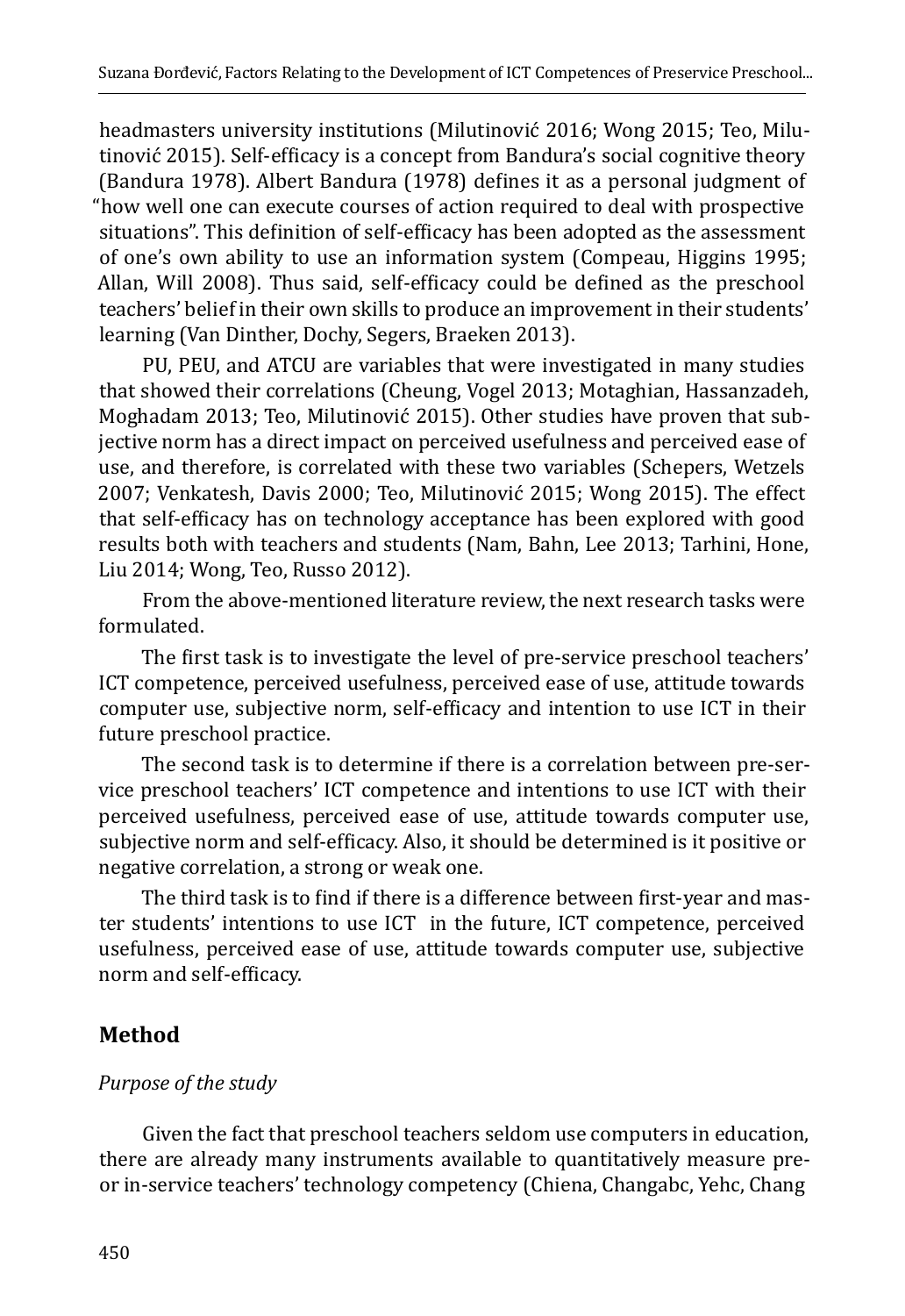headmasters university institutions (Milutinović 2016; Wong 2015; Teo, Milutinović 2015). Self-efficacy is a concept from Bandura's social cognitive theory (Bandura 1978). Albert Bandura (1978) defines it as a personal judgment of "how well one can execute courses of action required to deal with prospective situations". This definition of self-efficacy has been adopted as the assessment of one's own ability to use an information system (Compeau, Higgins 1995; Allan, Will 2008). Thus said, self-efficacy could be defined as the preschool teachers' belief in their own skills to produce an improvement in their students' learning (Van Dinther, Dochy, Segers, Braeken 2013).

PU, PEU, and ATCU are variables that were investigated in many studies that showed their correlations (Cheung, Vogel 2013; Motaghian, Hassanzadeh, Moghadam 2013; Teo, Milutinović 2015). Other studies have proven that subjective norm has a direct impact on perceived usefulness and perceived ease of use, and therefore, is correlated with these two variables (Schepers, Wetzels 2007; Venkatesh, Davis 2000; Teo, Milutinović 2015; Wong 2015). The effect that self-efficacy has on technology acceptance has been explored with good results both with teachers and students (Nam, Bahn, Lee 2013; Tarhini, Hone, Liu 2014; Wong, Teo, Russo 2012).

From the above-mentioned literature review, the next research tasks were formulated.

The first task is to investigate the level of pre-service preschool teachers' ICT competence, perceived usefulness, perceived ease of use, attitude towards computer use, subjective norm, self-efficacy and intention to use ICT in their future preschool practice.

The second task is to determine if there is a correlation between pre-service preschool teachers' ICT competence and intentions to use ICT with their perceived usefulness, perceived ease of use, attitude towards computer use, subjective norm and self-efficacy. Also, it should be determined is it positive or negative correlation, a strong or weak one.

The third task is to find if there is a difference between first-year and master students' intentions to use ICT in the future, ICT competence, perceived usefulness, perceived ease of use, attitude towards computer use, subjective norm and self-efficacy.

## Method

*Purpose of the study*

Given the fact that preschool teachers seldom use computers in education, there are already many instruments available to quantitatively measure pre- or in-service teachers' technology competency (Chiena, Changabc, Yehc, Chang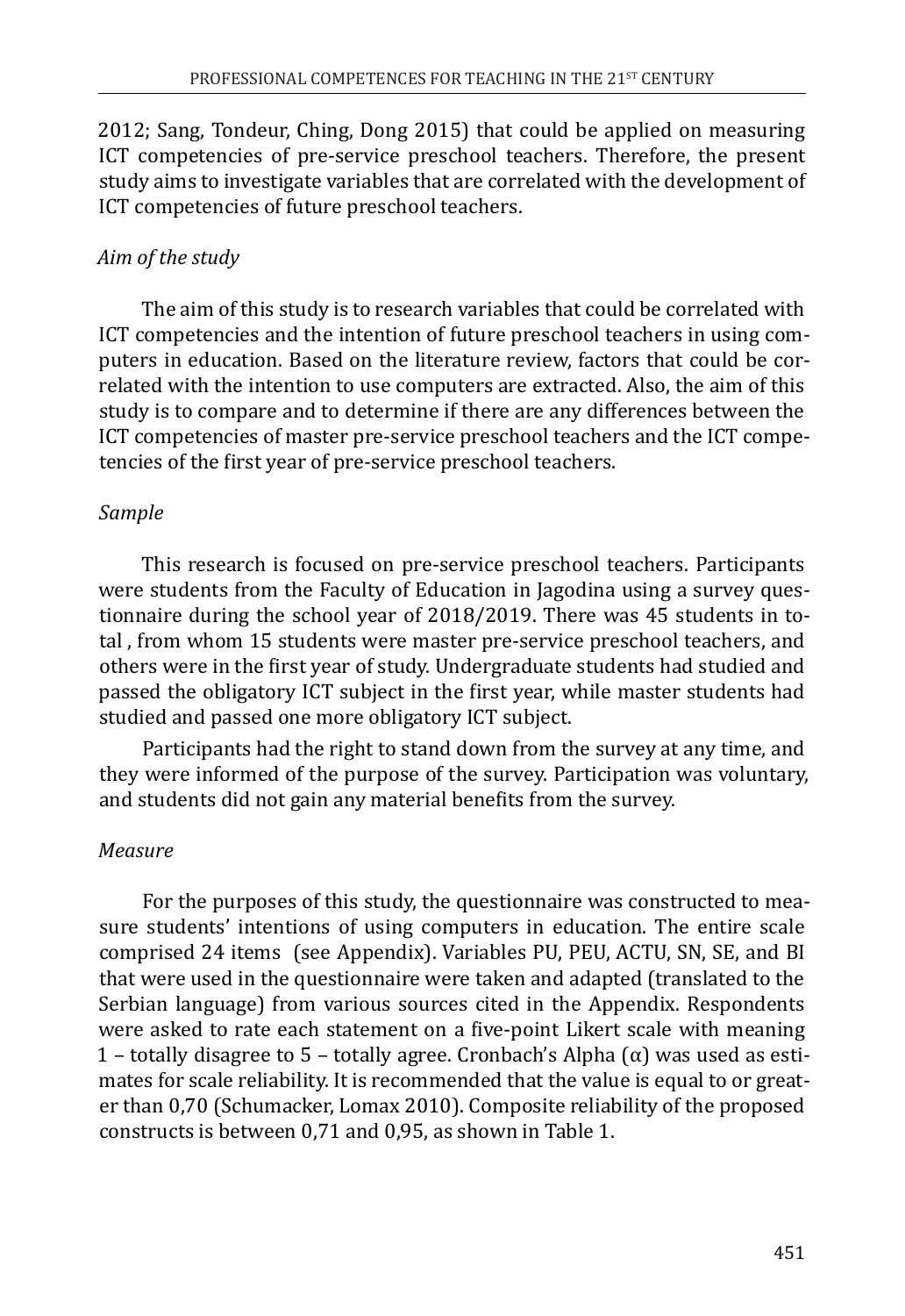2012; Sang, Tondeur, Ching, Dong 2015) that could be applied on measuring ICT competencies of pre-service preschool teachers. Therefore, the present study aims to investigate variables that are correlated with the development of ICT competencies of future preschool teachers.

### *Aim of the study*

The aim of this study is to research variables that could be correlated with ICT competencies and the intention of future preschool teachers in using computers in education. Based on the literature review, factors that could be correlated with the intention to use computers are extracted. Also, the aim of this study is to compare and to determine if there are any differences between the ICT competencies of master pre-service preschool teachers and the ICT competencies of the first year of pre-service preschool teachers.

### *Sample*

This research is focused on pre-service preschool teachers. Participants were students from the Faculty of Education in Jagodina using a survey questionnaire during the school year of 2018/2019. There was 45 students in total , from whom 15 students were master pre-service preschool teachers, and others were in the first year of study. Undergraduate students had studied and passed the obligatory ICT subject in the first year, while master students had studied and passed one more obligatory ICT subject.

Participants had the right to stand down from the survey at any time, and they were informed of the purpose of the survey. Participation was voluntary, and students did not gain any material benefits from the survey.

### *Measure*

For the purposes of this study, the questionnaire was constructed to measure students' intentions of using computers in education. The entire scale comprised 24 items (see Appendix). Variables PU, PEU, ACTU, SN, SE, and BI that were used in the questionnaire were taken and adapted (translated to the Serbian language) from various sources cited in the Appendix. Respondents were asked to rate each statement on a five-point Likert scale with meaning 1 – totally disagree to 5 – totally agree. Cronbach's Alpha ($\alpha$) was used as estimates for scale reliability. It is recommended that the value is equal to or greater than 0,70 (Schumacker, Lomax 2010). Composite reliability of the proposed constructs is between 0,71 and 0,95, as shown in Table 1.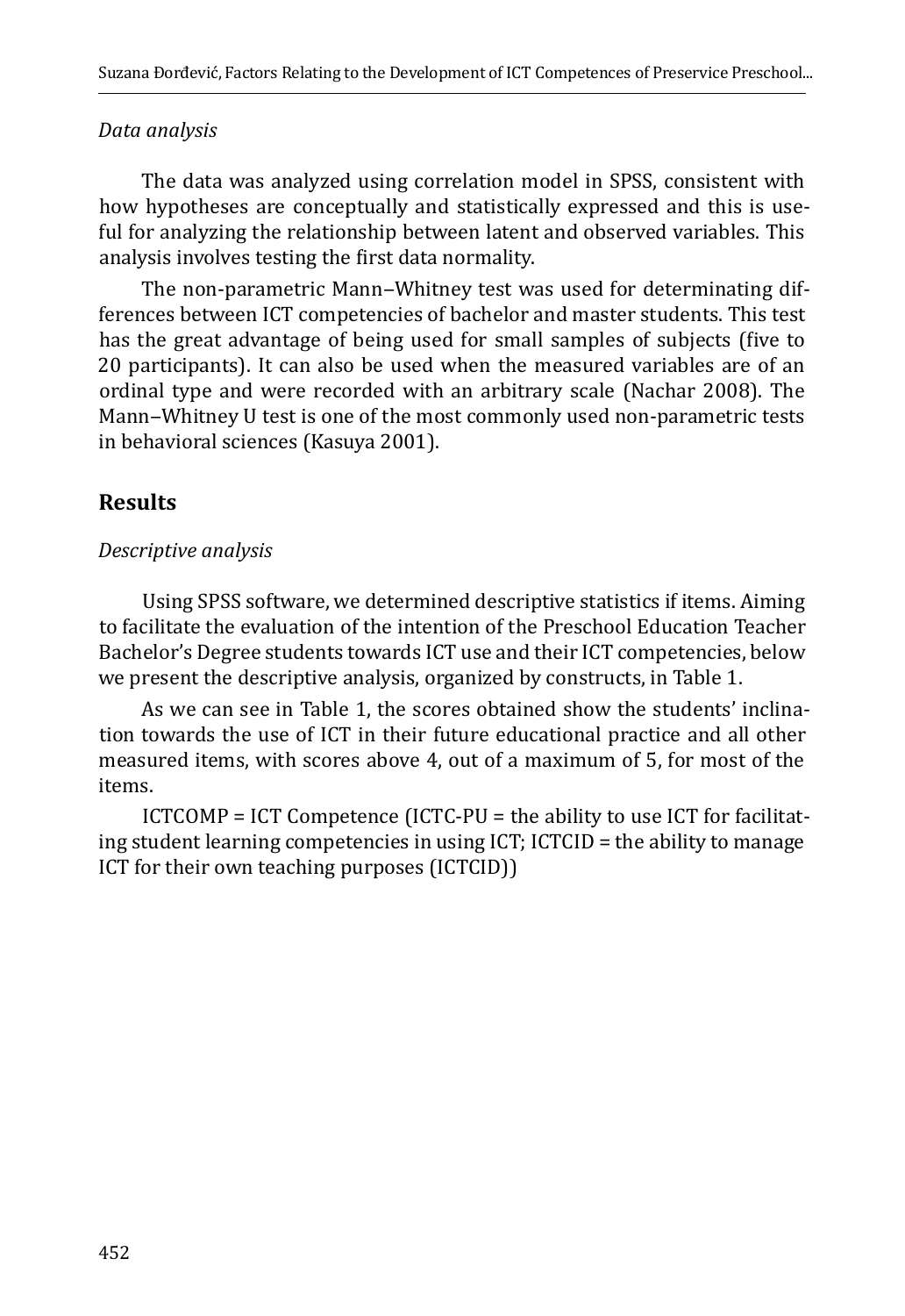*Data analysis*

The data was analyzed using correlation model in SPSS, consistent with how hypotheses are conceptually and statistically expressed and this is useful for analyzing the relationship between latent and observed variables. This analysis involves testing the first data normality.

The non-parametric Mann–Whitney test was used for determinating differences between ICT competencies of bachelor and master students. This test has the great advantage of being used for small samples of subjects (five to 20 participants). It can also be used when the measured variables are of an ordinal type and were recorded with an arbitrary scale (Nachar 2008). The Mann–Whitney U test is one of the most commonly used non-parametric tests in behavioral sciences (Kasuya 2001).

## Results

*Descriptive analysis*

Using SPSS software, we determined descriptive statistics if items. Aiming to facilitate the evaluation of the intention of the Preschool Education Teacher Bachelor's Degree students towards ICT use and their ICT competencies, below we present the descriptive analysis, organized by constructs, in Table 1.

As we can see in Table 1, the scores obtained show the students' inclination towards the use of ICT in their future educational practice and all other measured items, with scores above 4, out of a maximum of 5, for most of the items.

ICTCOMP = ICT Competence (ICTC-PU = the ability to use ICT for facilitating student learning competencies in using ICT; ICTCID = the ability to manage ICT for their own teaching purposes (ICTCID))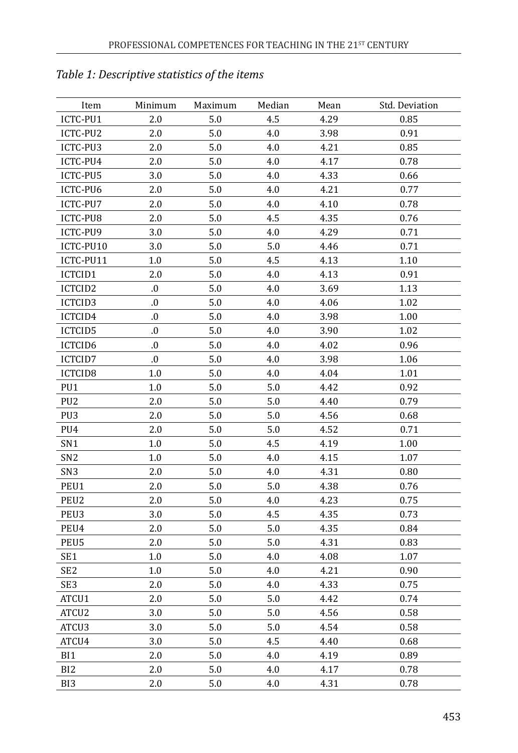*Table 1: Descriptive statistics of the items*

| Item | Minimum | Maximum | Median | Mean | Std. Deviation |
|---|---|---|---|---|---|
| ICTC-PU1 | 2.0 | 5.0 | 4.5 | 4.29 | 0.85 |
| ICTC-PU2 | 2.0 | 5.0 | 4.0 | 3.98 | 0.91 |
| ICTC-PU3 | 2.0 | 5.0 | 4.0 | 4.21 | 0.85 |
| ICTC-PU4 | 2.0 | 5.0 | 4.0 | 4.17 | 0.78 |
| ICTC-PU5 | 3.0 | 5.0 | 4.0 | 4.33 | 0.66 |
| ICTC-PU6 | 2.0 | 5.0 | 4.0 | 4.21 | 0.77 |
| ICTC-PU7 | 2.0 | 5.0 | 4.0 | 4.10 | 0.78 |
| ICTC-PU8 | 2.0 | 5.0 | 4.5 | 4.35 | 0.76 |
| ICTC-PU9 | 3.0 | 5.0 | 4.0 | 4.29 | 0.71 |
| ICTC-PU10 | 3.0 | 5.0 | 5.0 | 4.46 | 0.71 |
| ICTC-PU11 | 1.0 | 5.0 | 4.5 | 4.13 | 1.10 |
| ICTCID1 | 2.0 | 5.0 | 4.0 | 4.13 | 0.91 |
| ICTCID2 | .0 | 5.0 | 4.0 | 3.69 | 1.13 |
| ICTCID3 | .0 | 5.0 | 4.0 | 4.06 | 1.02 |
| ICTCID4 | .0 | 5.0 | 4.0 | 3.98 | 1.00 |
| ICTCID5 | .0 | 5.0 | 4.0 | 3.90 | 1.02 |
| ICTCID6 | .0 | 5.0 | 4.0 | 4.02 | 0.96 |
| ICTCID7 | .0 | 5.0 | 4.0 | 3.98 | 1.06 |
| ICTCID8 | 1.0 | 5.0 | 4.0 | 4.04 | 1.01 |
| PU1 | 1.0 | 5.0 | 5.0 | 4.42 | 0.92 |
| PU2 | 2.0 | 5.0 | 5.0 | 4.40 | 0.79 |
| PU3 | 2.0 | 5.0 | 5.0 | 4.56 | 0.68 |
| PU4 | 2.0 | 5.0 | 5.0 | 4.52 | 0.71 |
| SN1 | 1.0 | 5.0 | 4.5 | 4.19 | 1.00 |
| SN2 | 1.0 | 5.0 | 4.0 | 4.15 | 1.07 |
| SN3 | 2.0 | 5.0 | 4.0 | 4.31 | 0.80 |
| PEU1 | 2.0 | 5.0 | 5.0 | 4.38 | 0.76 |
| PEU2 | 2.0 | 5.0 | 4.0 | 4.23 | 0.75 |
| PEU3 | 3.0 | 5.0 | 4.5 | 4.35 | 0.73 |
| PEU4 | 2.0 | 5.0 | 5.0 | 4.35 | 0.84 |
| PEU5 | 2.0 | 5.0 | 5.0 | 4.31 | 0.83 |
| SE1 | 1.0 | 5.0 | 4.0 | 4.08 | 1.07 |
| SE2 | 1.0 | 5.0 | 4.0 | 4.21 | 0.90 |
| SE3 | 2.0 | 5.0 | 4.0 | 4.33 | 0.75 |
| ATCU1 | 2.0 | 5.0 | 5.0 | 4.42 | 0.74 |
| ATCU2 | 3.0 | 5.0 | 5.0 | 4.56 | 0.58 |
| ATCU3 | 3.0 | 5.0 | 5.0 | 4.54 | 0.58 |
| ATCU4 | 3.0 | 5.0 | 4.5 | 4.40 | 0.68 |
| BI1 | 2.0 | 5.0 | 4.0 | 4.19 | 0.89 |
| BI2 | 2.0 | 5.0 | 4.0 | 4.17 | 0.78 |
| BI3 | 2.0 | 5.0 | 4.0 | 4.31 | 0.78 |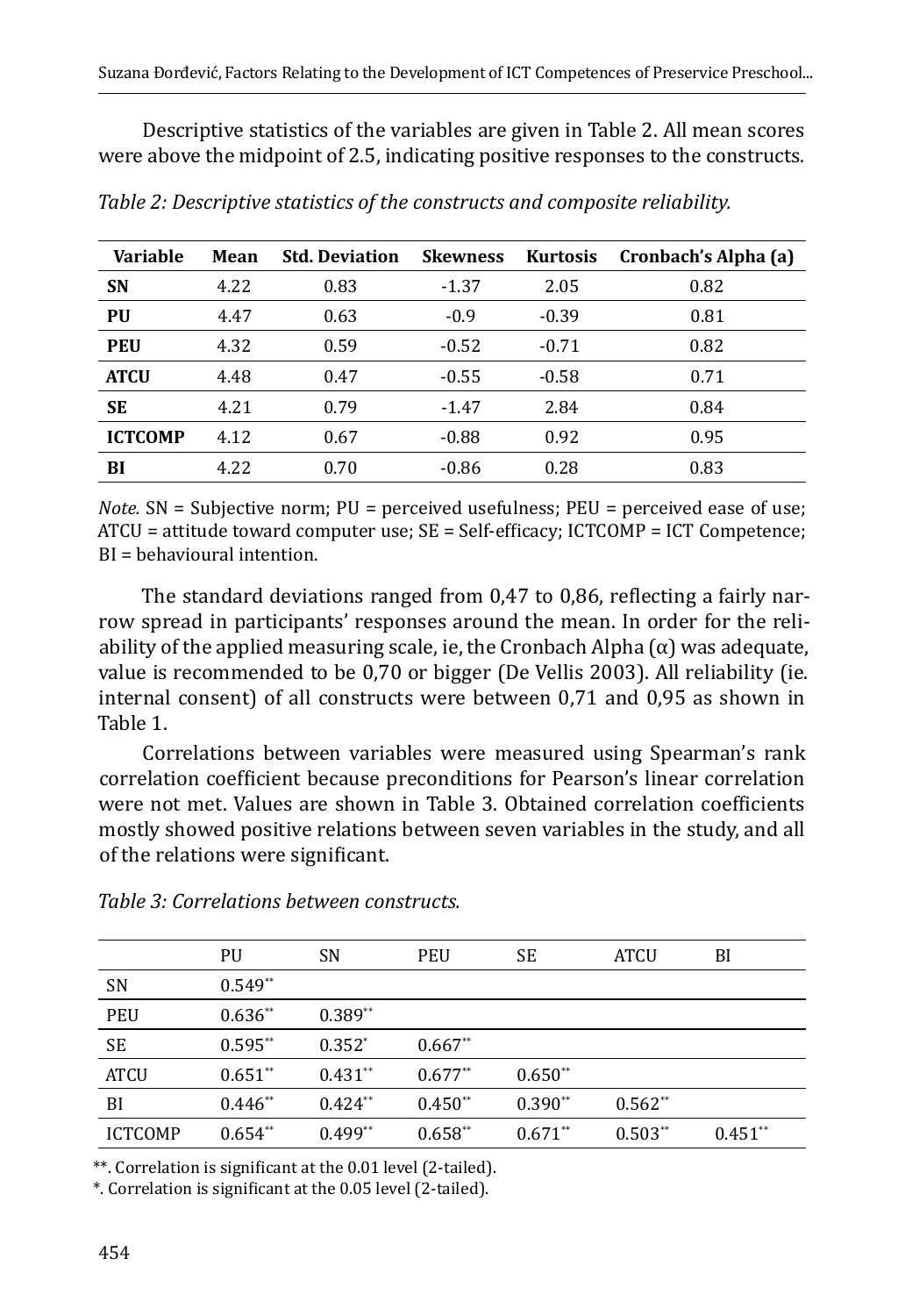Descriptive statistics of the variables are given in Table 2. All mean scores were above the midpoint of 2.5, indicating positive responses to the constructs.

*Table 2: Descriptive statistics of the constructs and composite reliability.*

| Variable | Mean | Std. Deviation | Skewness | Kurtosis | Cronbach's Alpha (a) |
|---|---|---|---|---|---|
| **SN** | 4.22 | 0.83 | -1.37 | 2.05 | 0.82 |
| **PU** | 4.47 | 0.63 | -0.9 | -0.39 | 0.81 |
| **PEU** | 4.32 | 0.59 | -0.52 | -0.71 | 0.82 |
| **ATCU** | 4.48 | 0.47 | -0.55 | -0.58 | 0.71 |
| **SE** | 4.21 | 0.79 | -1.47 | 2.84 | 0.84 |
| **ICTCOMP** | 4.12 | 0.67 | -0.88 | 0.92 | 0.95 |
| **BI** | 4.22 | 0.70 | -0.86 | 0.28 | 0.83 |

*Note.* SN = Subjective norm; PU = perceived usefulness; PEU = perceived ease of use; ATCU = attitude toward computer use; SE = Self-efficacy; ICTCOMP = ICT Competence; BI = behavioural intention.

The standard deviations ranged from 0,47 to 0,86, reflecting a fairly narrow spread in participants' responses around the mean. In order for the reliability of the applied measuring scale, ie, the Cronbach Alpha (α) was adequate, value is recommended to be 0,70 or bigger (De Vellis 2003). All reliability (ie. internal consent) of all constructs were between 0,71 and 0,95 as shown in Table 1.

Correlations between variables were measured using Spearman's rank correlation coefficient because preconditions for Pearson's linear correlation were not met. Values are shown in Table 3. Obtained correlation coefficients mostly showed positive relations between seven variables in the study, and all of the relations were significant.

*Table 3: Correlations between constructs.*

| | PU | SN | PEU | SE | ATCU | BI |
|---|---|---|---|---|---|---|
| SN | 0.549** | | | | | |
| PEU | 0.636** | 0.389** | | | | |
| SE | 0.595** | 0.352* | 0.667** | | | |
| ATCU | 0.651** | 0.431** | 0.677** | 0.650** | | |
| BI | 0.446** | 0.424** | 0.450** | 0.390** | 0.562** | |
| ICTCOMP | 0.654** | 0.499** | 0.658** | 0.671** | 0.503** | 0.451** |

**. Correlation is significant at the 0.01 level (2-tailed).

*. Correlation is significant at the 0.05 level (2-tailed).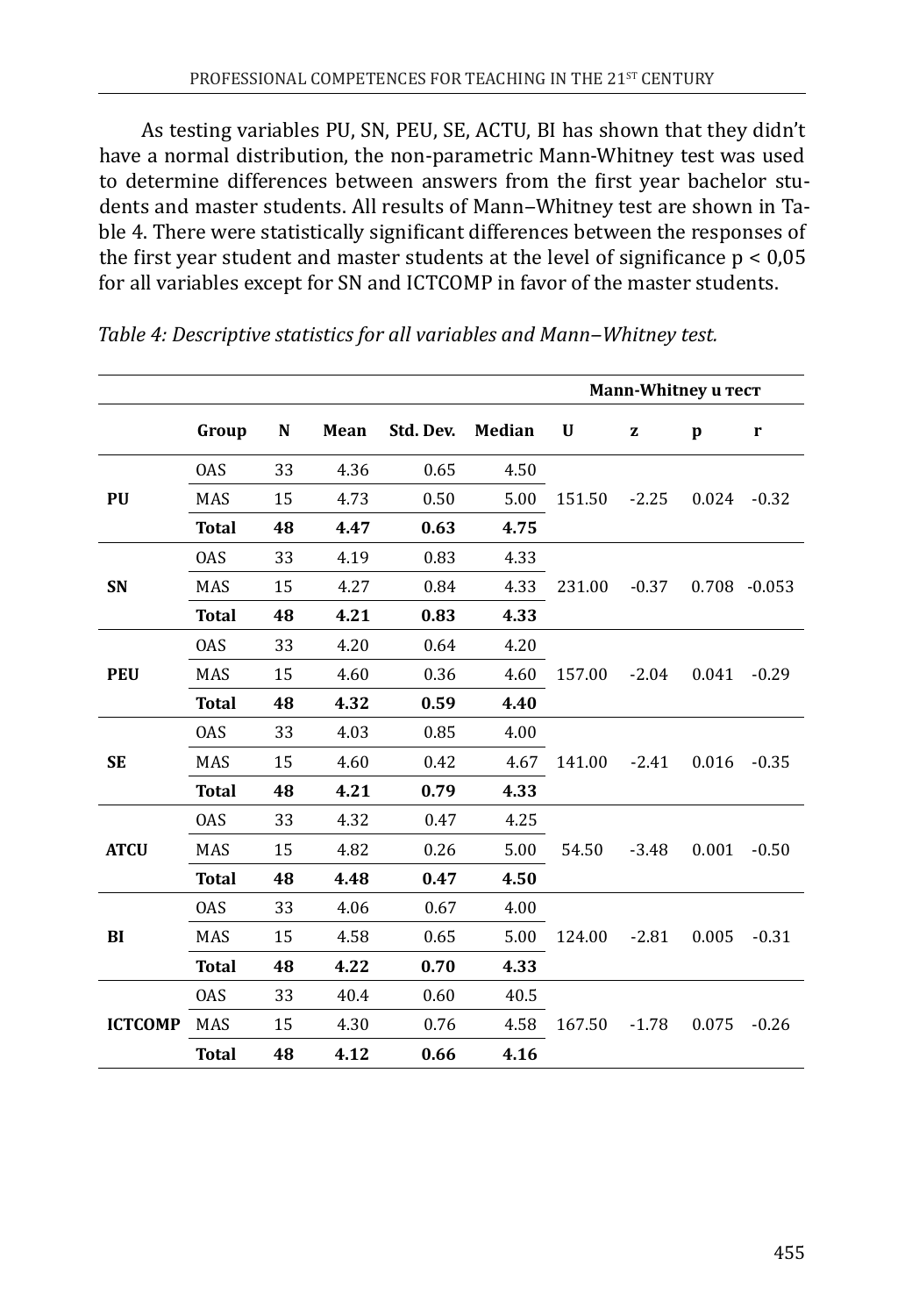As testing variables PU, SN, PEU, SE, ACTU, BI has shown that they didn't have a normal distribution, the non-parametric Mann-Whitney test was used to determine differences between answers from the first year bachelor students and master students. All results of Mann–Whitney test are shown in Table 4. There were statistically significant differences between the responses of the first year student and master students at the level of significance $p < 0,05$ for all variables except for SN and ICTCOMP in favor of the master students.

*Table 4: Descriptive statistics for all variables and Mann–Whitney test.*

| | | | | | | Mann-Whitney u тест | | | |
|---|---|---|---|---|---|---|---|---|---|
| | **Group** | **N** | **Mean** | **Std. Dev.** | **Median** | **U** | **z** | **p** | **r** |
| **PU** | OAS | 33 | 4.36 | 0.65 | 4.50 | 151.50 | -2.25 | 0.024 | -0.32 |
| | MAS | 15 | 4.73 | 0.50 | 5.00 | | | | |
| | **Total** | **48** | **4.47** | **0.63** | **4.75** | | | | |
| **SN** | OAS | 33 | 4.19 | 0.83 | 4.33 | 231.00 | -0.37 | 0.708 | -0.053 |
| | MAS | 15 | 4.27 | 0.84 | 4.33 | | | | |
| | **Total** | **48** | **4.21** | **0.83** | **4.33** | | | | |
| **PEU** | OAS | 33 | 4.20 | 0.64 | 4.20 | 157.00 | -2.04 | 0.041 | -0.29 |
| | MAS | 15 | 4.60 | 0.36 | 4.60 | | | | |
| | **Total** | **48** | **4.32** | **0.59** | **4.40** | | | | |
| **SE** | OAS | 33 | 4.03 | 0.85 | 4.00 | 141.00 | -2.41 | 0.016 | -0.35 |
| | MAS | 15 | 4.60 | 0.42 | 4.67 | | | | |
| | **Total** | **48** | **4.21** | **0.79** | **4.33** | | | | |
| **ATCU** | OAS | 33 | 4.32 | 0.47 | 4.25 | 54.50 | -3.48 | 0.001 | -0.50 |
| | MAS | 15 | 4.82 | 0.26 | 5.00 | | | | |
| | **Total** | **48** | **4.48** | **0.47** | **4.50** | | | | |
| **BI** | OAS | 33 | 4.06 | 0.67 | 4.00 | 124.00 | -2.81 | 0.005 | -0.31 |
| | MAS | 15 | 4.58 | 0.65 | 5.00 | | | | |
| | **Total** | **48** | **4.22** | **0.70** | **4.33** | | | | |
| **ICTCOMP** | OAS | 33 | 40.4 | 0.60 | 40.5 | 167.50 | -1.78 | 0.075 | -0.26 |
| | MAS | 15 | 4.30 | 0.76 | 4.58 | | | | |
| | **Total** | **48** | **4.12** | **0.66** | **4.16** | | | | |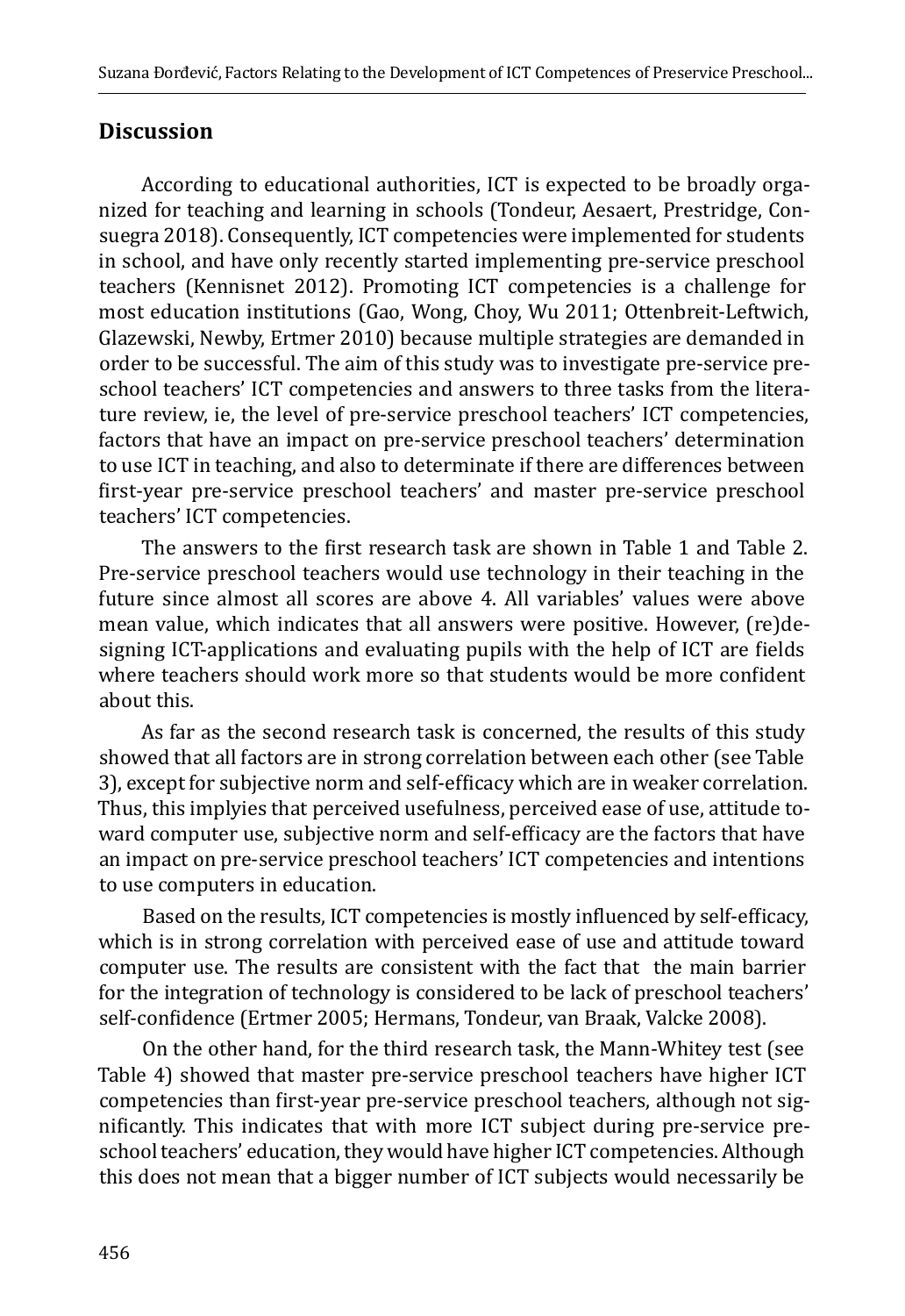## Discussion

According to educational authorities, ICT is expected to be broadly organized for teaching and learning in schools (Tondeur, Aesaert, Prestridge, Consuegra 2018). Consequently, ICT competencies were implemented for students in school, and have only recently started implementing pre-service preschool teachers (Kennisnet 2012). Promoting ICT competencies is a challenge for most education institutions (Gao, Wong, Choy, Wu 2011; Ottenbreit-Leftwich, Glazewski, Newby, Ertmer 2010) because multiple strategies are demanded in order to be successful. The aim of this study was to investigate pre-service preschool teachers' ICT competencies and answers to three tasks from the literature review, ie, the level of pre-service preschool teachers' ICT competencies, factors that have an impact on pre-service preschool teachers' determination to use ICT in teaching, and also to determinate if there are differences between first-year pre-service preschool teachers' and master pre-service preschool teachers' ICT competencies.

The answers to the first research task are shown in Table 1 and Table 2. Pre-service preschool teachers would use technology in their teaching in the future since almost all scores are above 4. All variables' values were above mean value, which indicates that all answers were positive. However, (re)designing ICT-applications and evaluating pupils with the help of ICT are fields where teachers should work more so that students would be more confident about this.

As far as the second research task is concerned, the results of this study showed that all factors are in strong correlation between each other (see Table 3), except for subjective norm and self-efficacy which are in weaker correlation. Thus, this implyies that perceived usefulness, perceived ease of use, attitude toward computer use, subjective norm and self-efficacy are the factors that have an impact on pre-service preschool teachers' ICT competencies and intentions to use computers in education.

Based on the results, ICT competencies is mostly influenced by self-efficacy, which is in strong correlation with perceived ease of use and attitude toward computer use. The results are consistent with the fact that the main barrier for the integration of technology is considered to be lack of preschool teachers' self-confidence (Ertmer 2005; Hermans, Tondeur, van Braak, Valcke 2008).

On the other hand, for the third research task, the Mann-Whitey test (see Table 4) showed that master pre-service preschool teachers have higher ICT competencies than first-year pre-service preschool teachers, although not significantly. This indicates that with more ICT subject during pre-service preschool teachers' education, they would have higher ICT competencies. Although this does not mean that a bigger number of ICT subjects would necessarily be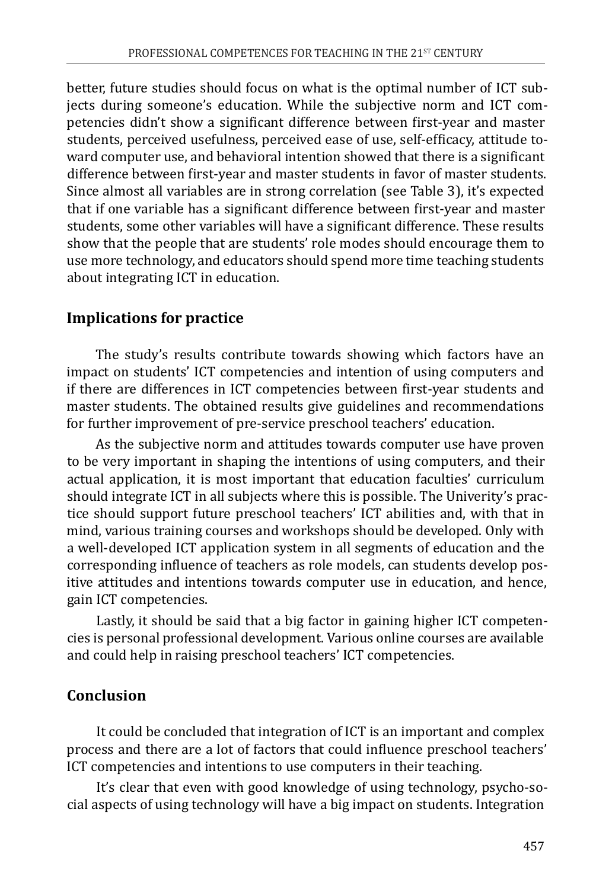better, future studies should focus on what is the optimal number of ICT subjects during someone's education. While the subjective norm and ICT competencies didn't show a significant difference between first-year and master students, perceived usefulness, perceived ease of use, self-efficacy, attitude toward computer use, and behavioral intention showed that there is a significant difference between first-year and master students in favor of master students. Since almost all variables are in strong correlation (see Table 3), it's expected that if one variable has a significant difference between first-year and master students, some other variables will have a significant difference. These results show that the people that are students' role modes should encourage them to use more technology, and educators should spend more time teaching students about integrating ICT in education.

## Implications for practice

The study's results contribute towards showing which factors have an impact on students' ICT competencies and intention of using computers and if there are differences in ICT competencies between first-year students and master students. The obtained results give guidelines and recommendations for further improvement of pre-service preschool teachers' education.

As the subjective norm and attitudes towards computer use have proven to be very important in shaping the intentions of using computers, and their actual application, it is most important that education faculties' curriculum should integrate ICT in all subjects where this is possible. The Univerity's practice should support future preschool teachers' ICT abilities and, with that in mind, various training courses and workshops should be developed. Only with a well-developed ICT application system in all segments of education and the corresponding influence of teachers as role models, can students develop positive attitudes and intentions towards computer use in education, and hence, gain ICT competencies.

Lastly, it should be said that a big factor in gaining higher ICT competencies is personal professional development. Various online courses are available and could help in raising preschool teachers' ICT competencies.

## Conclusion

It could be concluded that integration of ICT is an important and complex process and there are a lot of factors that could influence preschool teachers' ICT competencies and intentions to use computers in their teaching.

It's clear that even with good knowledge of using technology, psycho-social aspects of using technology will have a big impact on students. Integration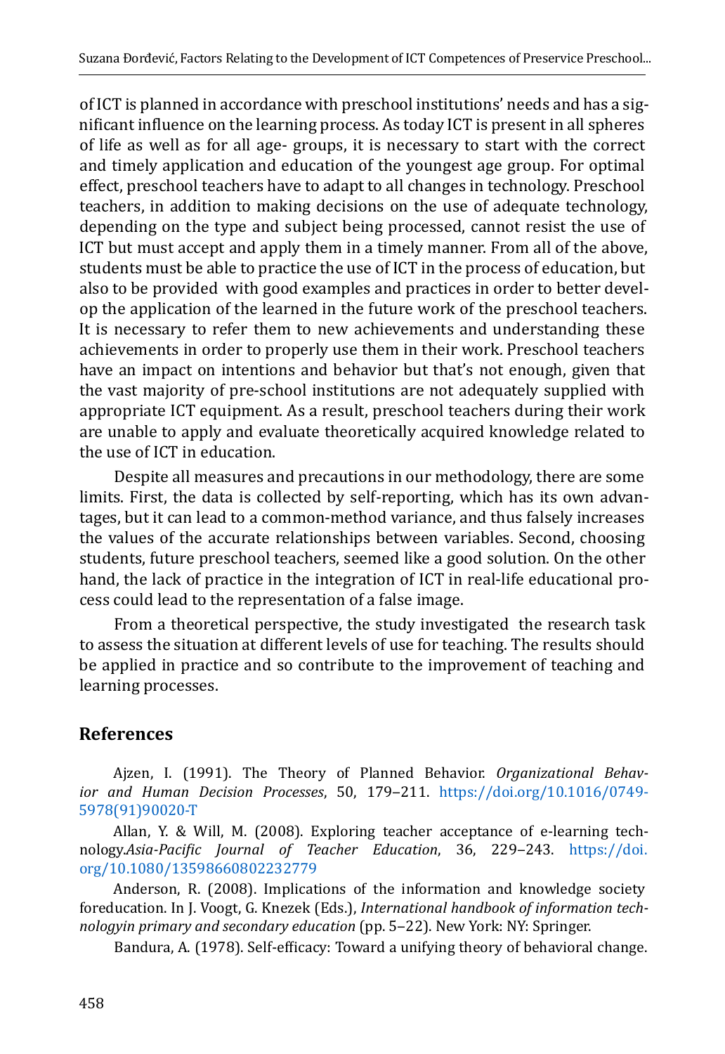of ICT is planned in accordance with preschool institutions' needs and has a significant influence on the learning process. As today ICT is present in all spheres of life as well as for all age- groups, it is necessary to start with the correct and timely application and education of the youngest age group. For optimal effect, preschool teachers have to adapt to all changes in technology. Preschool teachers, in addition to making decisions on the use of adequate technology, depending on the type and subject being processed, cannot resist the use of ICT but must accept and apply them in a timely manner. From all of the above, students must be able to practice the use of ICT in the process of education, but also to be provided with good examples and practices in order to better develop the application of the learned in the future work of the preschool teachers. It is necessary to refer them to new achievements and understanding these achievements in order to properly use them in their work. Preschool teachers have an impact on intentions and behavior but that's not enough, given that the vast majority of pre-school institutions are not adequately supplied with appropriate ICT equipment. As a result, preschool teachers during their work are unable to apply and evaluate theoretically acquired knowledge related to the use of ICT in education.

Despite all measures and precautions in our methodology, there are some limits. First, the data is collected by self-reporting, which has its own advantages, but it can lead to a common-method variance, and thus falsely increases the values of the accurate relationships between variables. Second, choosing students, future preschool teachers, seemed like a good solution. On the other hand, the lack of practice in the integration of ICT in real-life educational process could lead to the representation of a false image.

From a theoretical perspective, the study investigated the research task to assess the situation at different levels of use for teaching. The results should be applied in practice and so contribute to the improvement of teaching and learning processes.

## References

Ajzen, I. (1991). The Theory of Planned Behavior. *Organizational Behavior and Human Decision Processes*, 50, 179–211. https://doi.org/10.1016/0749-5978(91)90020-T

Allan, Y. & Will, M. (2008). Exploring teacher acceptance of e-learning technology.*Asia-Pacific Journal of Teacher Education*, 36, 229–243. https://doi.org/10.1080/13598660802232779

Anderson, R. (2008). Implications of the information and knowledge society foreducation. In J. Voogt, G. Knezek (Eds.), *International handbook of information technologyin primary and secondary education* (pp. 5–22). New York: NY: Springer.

Bandura, A. (1978). Self-efficacy: Toward a unifying theory of behavioral change.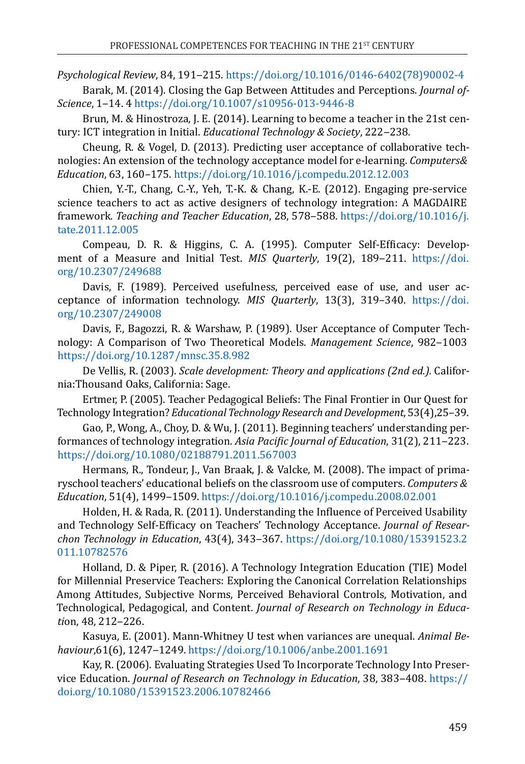*Psychological Review*, 84, 191–215. https://doi.org/10.1016/0146-6402(78)90002-4

Barak, M. (2014). Closing the Gap Between Attitudes and Perceptions. *Journal of-Science*, 1–14. 4 https://doi.org/10.1007/s10956-013-9446-8

Brun, M. & Hinostroza, J. E. (2014). Learning to become a teacher in the 21st century: ICT integration in Initial. *Educational Technology & Society*, 222–238.

Cheung, R. & Vogel, D. (2013). Predicting user acceptance of collaborative technologies: An extension of the technology acceptance model for e-learning. *Computers& Education*, 63, 160–175. https://doi.org/10.1016/j.compedu.2012.12.003

Chien, Y.-T., Chang, C.-Y., Yeh, T.-K. & Chang, K.-E. (2012). Engaging pre-service science teachers to act as active designers of technology integration: A MAGDAIRE framework. *Teaching and Teacher Education*, 28, 578–588. https://doi.org/10.1016/j.tate.2011.12.005

Compeau, D. R. & Higgins, C. A. (1995). Computer Self-Efficacy: Development of a Measure and Initial Test. *MIS Quarterly*, 19(2), 189–211. https://doi.org/10.2307/249688

Davis, F. (1989). Perceived usefulness, perceived ease of use, and user acceptance of information technology. *MIS Quarterly*, 13(3), 319–340. https://doi.org/10.2307/249008

Davis, F., Bagozzi, R. & Warshaw, P. (1989). User Acceptance of Computer Technology: A Comparison of Two Theoretical Models. *Management Science*, 982–1003 https://doi.org/10.1287/mnsc.35.8.982

De Vellis, R. (2003). *Scale development: Theory and applications (2nd ed.).* California:Thousand Oaks, California: Sage.

Ertmer, P. (2005). Teacher Pedagogical Beliefs: The Final Frontier in Our Quest for Technology Integration? *Educational Technology Research and Development*, 53(4),25–39.

Gao, P., Wong, A., Choy, D. & Wu, J. (2011). Beginning teachers' understanding performances of technology integration. *Asia Pacific Journal of Education*, 31(2), 211–223. https://doi.org/10.1080/02188791.2011.567003

Hermans, R., Tondeur, J., Van Braak, J. & Valcke, M. (2008). The impact of primaryschool teachers' educational beliefs on the classroom use of computers. *Computers & Education*, 51(4), 1499–1509. https://doi.org/10.1016/j.compedu.2008.02.001

Holden, H. & Rada, R. (2011). Understanding the Influence of Perceived Usability and Technology Self-Efficacy on Teachers' Technology Acceptance. *Journal of Researchon Technology in Education*, 43(4), 343–367. https://doi.org/10.1080/15391523.2011.10782576

Holland, D. & Piper, R. (2016). A Technology Integration Education (TIE) Model for Millennial Preservice Teachers: Exploring the Canonical Correlation Relationships Among Attitudes, Subjective Norms, Perceived Behavioral Controls, Motivation, and Technological, Pedagogical, and Content. *Journal of Research on Technology in Education*, 48, 212–226.

Kasuya, E. (2001). Mann-Whitney U test when variances are unequal. *Animal Behaviour*,61(6), 1247–1249. https://doi.org/10.1006/anbe.2001.1691

Kay, R. (2006). Evaluating Strategies Used To Incorporate Technology Into Preservice Education. *Journal of Research on Technology in Education*, 38, 383–408. https://doi.org/10.1080/15391523.2006.10782466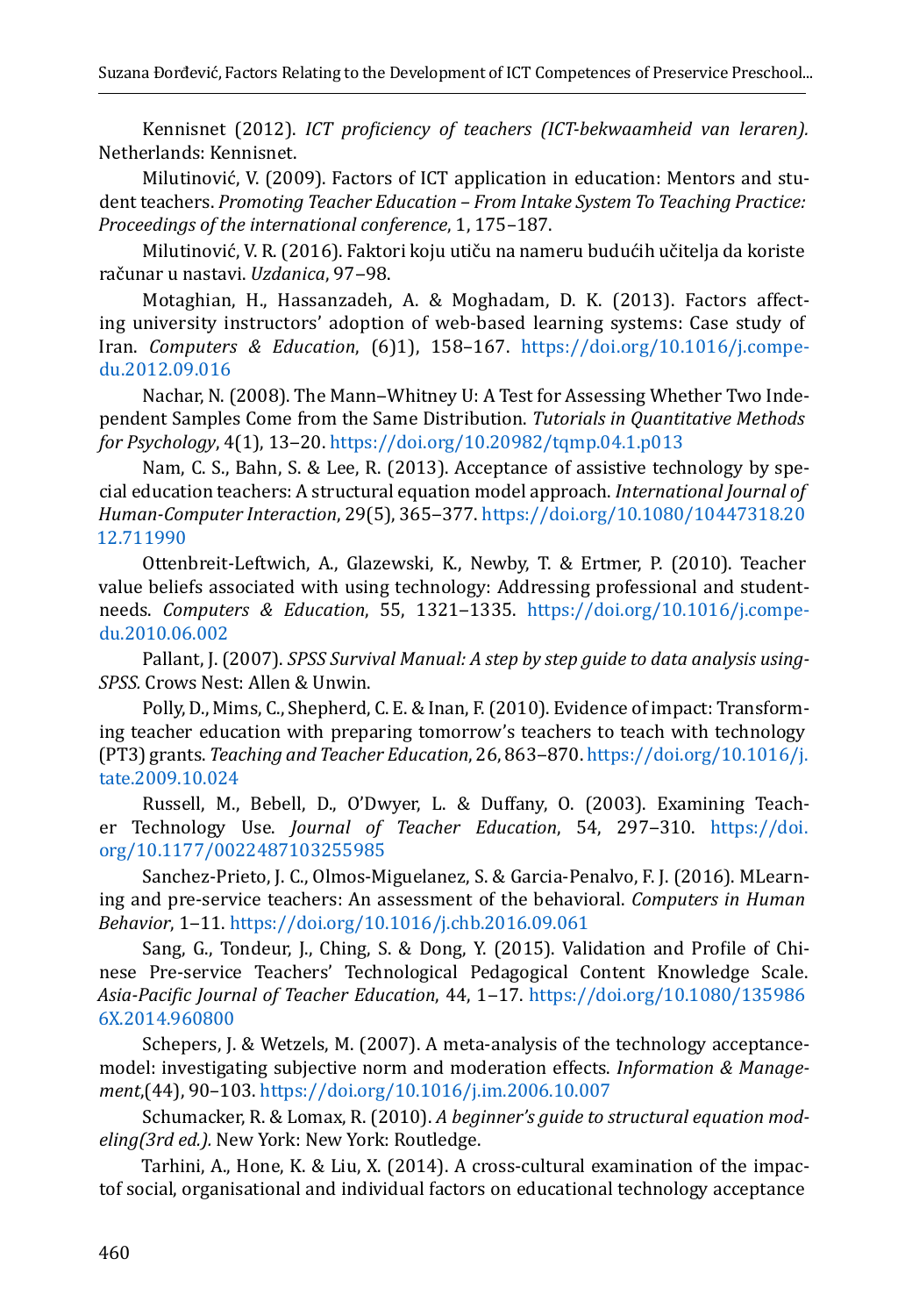Kennisnet (2012). *ICT proficiency of teachers (ICT-bekwaamheid van leraren).* Netherlands: Kennisnet.

Milutinović, V. (2009). Factors of ICT application in education: Mentors and student teachers. *Promoting Teacher Education – From Intake System To Teaching Practice: Proceedings of the international conference*, 1, 175–187.

Milutinović, V. R. (2016). Faktori koju utiču na nameru budućih učitelja da koriste računar u nastavi. *Uzdanica*, 97–98.

Motaghian, H., Hassanzadeh, A. & Moghadam, D. K. (2013). Factors affecting university instructors' adoption of web-based learning systems: Case study of Iran. *Computers & Education*, (6)1), 158–167. https://doi.org/10.1016/j.compedu.2012.09.016

Nachar, N. (2008). The Mann–Whitney U: A Test for Assessing Whether Two Independent Samples Come from the Same Distribution. *Tutorials in Quantitative Methods for Psychology*, 4(1), 13–20. https://doi.org/10.20982/tqmp.04.1.p013

Nam, C. S., Bahn, S. & Lee, R. (2013). Acceptance of assistive technology by special education teachers: A structural equation model approach. *International Journal of Human-Computer Interaction*, 29(5), 365–377. https://doi.org/10.1080/10447318.2012.711990

Ottenbreit-Leftwich, A., Glazewski, K., Newby, T. & Ertmer, P. (2010). Teacher value beliefs associated with using technology: Addressing professional and studentneeds. *Computers & Education*, 55, 1321–1335. https://doi.org/10.1016/j.compedu.2010.06.002

Pallant, J. (2007). *SPSS Survival Manual: A step by step guide to data analysis usingSPSS.* Crows Nest: Allen & Unwin.

Polly, D., Mims, C., Shepherd, C. E. & Inan, F. (2010). Evidence of impact: Transforming teacher education with preparing tomorrow's teachers to teach with technology (PT3) grants. *Teaching and Teacher Education*, 26, 863–870. https://doi.org/10.1016/j.tate.2009.10.024

Russell, M., Bebell, D., O'Dwyer, L. & Duffany, O. (2003). Examining Teacher Technology Use. *Journal of Teacher Education*, 54, 297–310. https://doi.org/10.1177/0022487103255985

Sanchez-Prieto, J. C., Olmos-Miguelanez, S. & Garcia-Penalvo, F. J. (2016). MLearning and pre-service teachers: An assessment of the behavioral. *Computers in Human Behavior*, 1–11. https://doi.org/10.1016/j.chb.2016.09.061

Sang, G., Tondeur, J., Ching, S. & Dong, Y. (2015). Validation and Profile of Chinese Pre-service Teachers' Technological Pedagogical Content Knowledge Scale. *Asia-Pacific Journal of Teacher Education*, 44, 1–17. https://doi.org/10.1080/1359866X.2014.960800

Schepers, J. & Wetzels, M. (2007). A meta-analysis of the technology acceptancemodel: investigating subjective norm and moderation effects. *Information & Management*,(44), 90–103. https://doi.org/10.1016/j.im.2006.10.007

Schumacker, R. & Lomax, R. (2010). *A beginner's guide to structural equation modeling(3rd ed.).* New York: New York: Routledge.

Tarhini, A., Hone, K. & Liu, X. (2014). A cross-cultural examination of the impactof social, organisational and individual factors on educational technology acceptance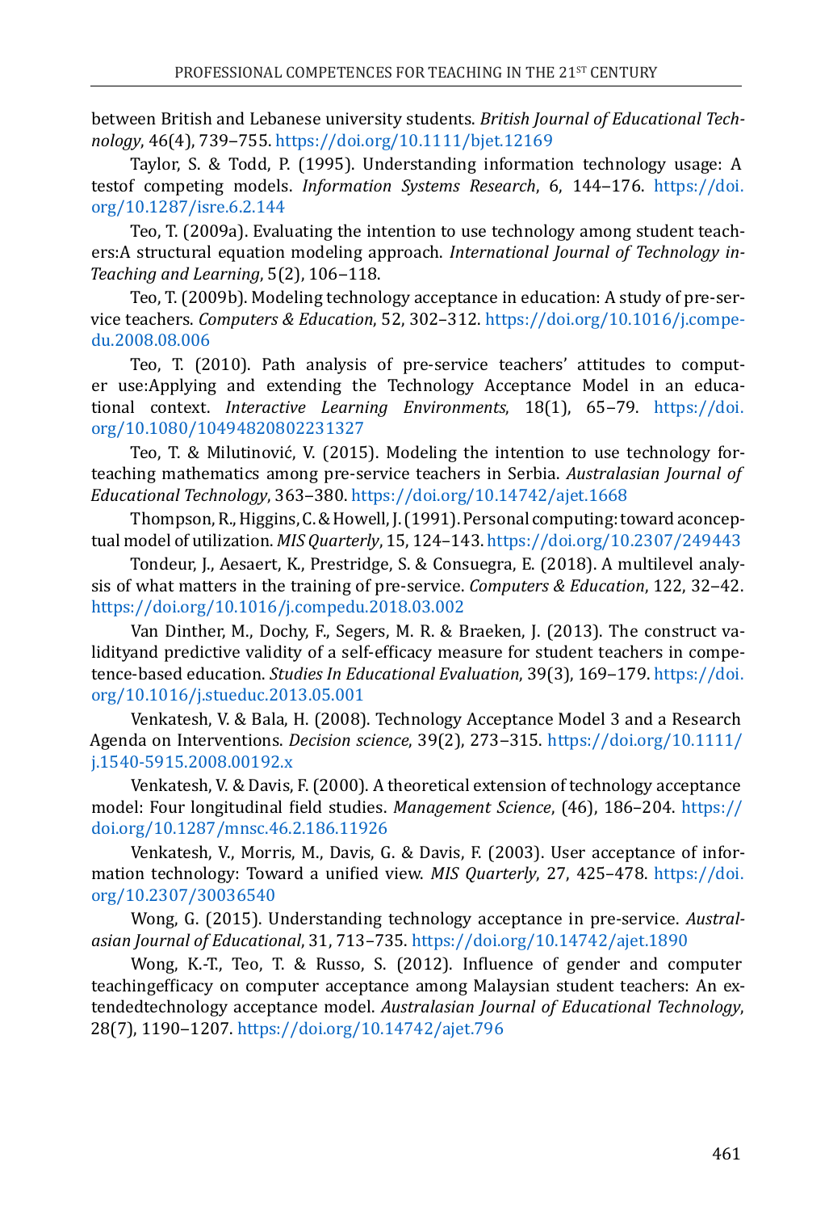between British and Lebanese university students. *British Journal of Educational Technology*, 46(4), 739–755. https://doi.org/10.1111/bjet.12169

Taylor, S. & Todd, P. (1995). Understanding information technology usage: A testof competing models. *Information Systems Research*, 6, 144–176. https://doi.org/10.1287/isre.6.2.144

Teo, T. (2009a). Evaluating the intention to use technology among student teachers:A structural equation modeling approach. *International Journal of Technology inTeaching and Learning*, 5(2), 106–118.

Teo, T. (2009b). Modeling technology acceptance in education: A study of pre-service teachers. *Computers & Education*, 52, 302–312. https://doi.org/10.1016/j.compedu.2008.08.006

Teo, T. (2010). Path analysis of pre-service teachers' attitudes to computer use:Applying and extending the Technology Acceptance Model in an educational context. *Interactive Learning Environments*, 18(1), 65–79. https://doi.org/10.1080/10494820802231327

Teo, T. & Milutinović, V. (2015). Modeling the intention to use technology forteaching mathematics among pre-service teachers in Serbia. *Australasian Journal of Educational Technology*, 363–380. https://doi.org/10.14742/ajet.1668

Thompson, R., Higgins, C. & Howell, J. (1991). Personal computing: toward aconceptual model of utilization. *MIS Quarterly*, 15, 124–143. https://doi.org/10.2307/249443

Tondeur, J., Aesaert, K., Prestridge, S. & Consuegra, E. (2018). A multilevel analysis of what matters in the training of pre-service. *Computers & Education*, 122, 32–42. https://doi.org/10.1016/j.compedu.2018.03.002

Van Dinther, M., Dochy, F., Segers, M. R. & Braeken, J. (2013). The construct validityand predictive validity of a self-efficacy measure for student teachers in competence-based education. *Studies In Educational Evaluation*, 39(3), 169–179. https://doi.org/10.1016/j.stueduc.2013.05.001

Venkatesh, V. & Bala, H. (2008). Technology Acceptance Model 3 and a Research Agenda on Interventions. *Decision science*, 39(2), 273–315. https://doi.org/10.1111/j.1540-5915.2008.00192.x

Venkatesh, V. & Davis, F. (2000). A theoretical extension of technology acceptance model: Four longitudinal field studies. *Management Science*, (46), 186–204. https://doi.org/10.1287/mnsc.46.2.186.11926

Venkatesh, V., Morris, M., Davis, G. & Davis, F. (2003). User acceptance of information technology: Toward a unified view. *MIS Quarterly*, 27, 425–478. https://doi.org/10.2307/30036540

Wong, G. (2015). Understanding technology acceptance in pre-service. *Australasian Journal of Educational*, 31, 713–735. https://doi.org/10.14742/ajet.1890

Wong, K.-T., Teo, T. & Russo, S. (2012). Influence of gender and computer teachingefficacy on computer acceptance among Malaysian student teachers: An extendedtechnology acceptance model. *Australasian Journal of Educational Technology*, 28(7), 1190–1207. https://doi.org/10.14742/ajet.796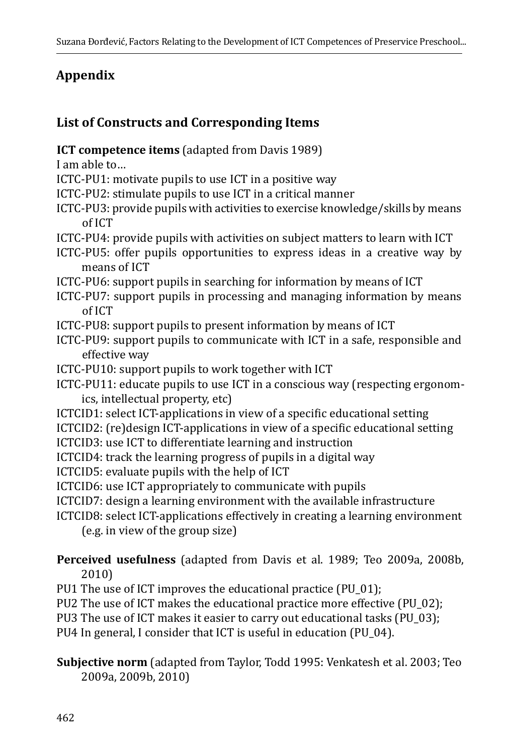## Appendix

### List of Constructs and Corresponding Items

**ICT competence items** (adapted from Davis 1989)

I am able to…

ICTC-PU1: motivate pupils to use ICT in a positive way

ICTC-PU2: stimulate pupils to use ICT in a critical manner

ICTC-PU3: provide pupils with activities to exercise knowledge/skills by means of ICT

ICTC-PU4: provide pupils with activities on subject matters to learn with ICT

ICTC-PU5: offer pupils opportunities to express ideas in a creative way by means of ICT

ICTC-PU6: support pupils in searching for information by means of ICT

ICTC-PU7: support pupils in processing and managing information by means of ICT

ICTC-PU8: support pupils to present information by means of ICT

ICTC-PU9: support pupils to communicate with ICT in a safe, responsible and effective way

ICTC-PU10: support pupils to work together with ICT

ICTC-PU11: educate pupils to use ICT in a conscious way (respecting ergonomics, intellectual property, etc)

ICTCID1: select ICT-applications in view of a specific educational setting

ICTCID2: (re)design ICT-applications in view of a specific educational setting

ICTCID3: use ICT to differentiate learning and instruction

ICTCID4: track the learning progress of pupils in a digital way

ICTCID5: evaluate pupils with the help of ICT

ICTCID6: use ICT appropriately to communicate with pupils

ICTCID7: design a learning environment with the available infrastructure

ICTCID8: select ICT-applications effectively in creating a learning environment (e.g. in view of the group size)

**Perceived usefulness** (adapted from Davis et al. 1989; Teo 2009a, 2008b, 2010)

PU1 The use of ICT improves the educational practice (PU_01);

PU2 The use of ICT makes the educational practice more effective (PU_02);

PU3 The use of ICT makes it easier to carry out educational tasks (PU_03);

PU4 In general, I consider that ICT is useful in education (PU_04).

**Subjective norm** (adapted from Taylor, Todd 1995: Venkatesh et al. 2003; Teo 2009a, 2009b, 2010)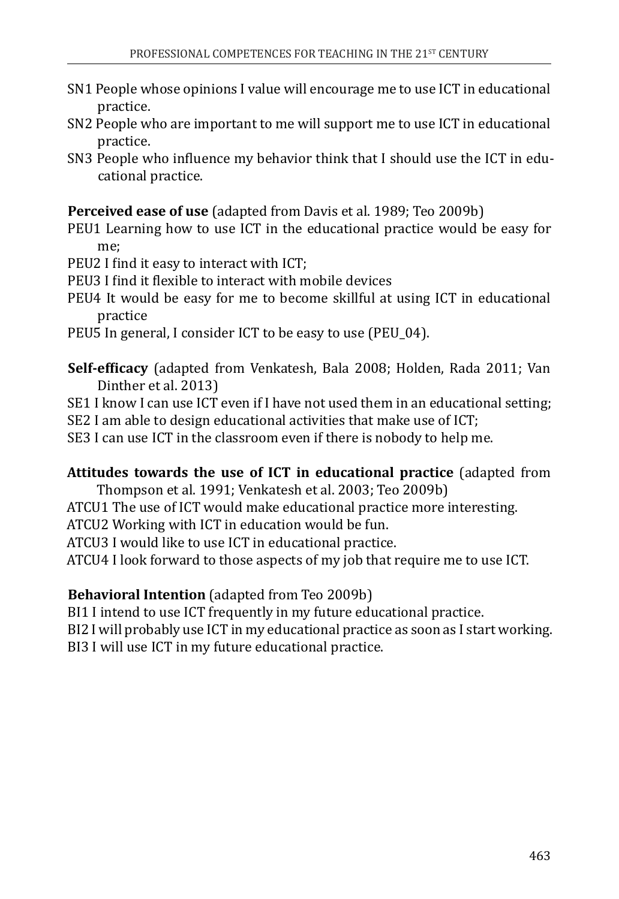SN1 People whose opinions I value will encourage me to use ICT in educational practice.
SN2 People who are important to me will support me to use ICT in educational practice.
SN3 People who influence my behavior think that I should use the ICT in educational practice.

**Perceived ease of use** (adapted from Davis et al. 1989; Teo 2009b)
PEU1 Learning how to use ICT in the educational practice would be easy for me;
PEU2 I find it easy to interact with ICT;
PEU3 I find it flexible to interact with mobile devices
PEU4 It would be easy for me to become skillful at using ICT in educational practice
PEU5 In general, I consider ICT to be easy to use (PEU_04).

**Self-efficacy** (adapted from Venkatesh, Bala 2008; Holden, Rada 2011; Van Dinther et al. 2013)
SE1 I know I can use ICT even if I have not used them in an educational setting;
SE2 I am able to design educational activities that make use of ICT;
SE3 I can use ICT in the classroom even if there is nobody to help me.

**Attitudes towards the use of ICT in educational practice** (adapted from Thompson et al. 1991; Venkatesh et al. 2003; Teo 2009b)
ATCU1 The use of ICT would make educational practice more interesting.
ATCU2 Working with ICT in education would be fun.
ATCU3 I would like to use ICT in educational practice.
ATCU4 I look forward to those aspects of my job that require me to use ICT.

**Behavioral Intention** (adapted from Teo 2009b)
BI1 I intend to use ICT frequently in my future educational practice.
BI2 I will probably use ICT in my educational practice as soon as I start working.
BI3 I will use ICT in my future educational practice.